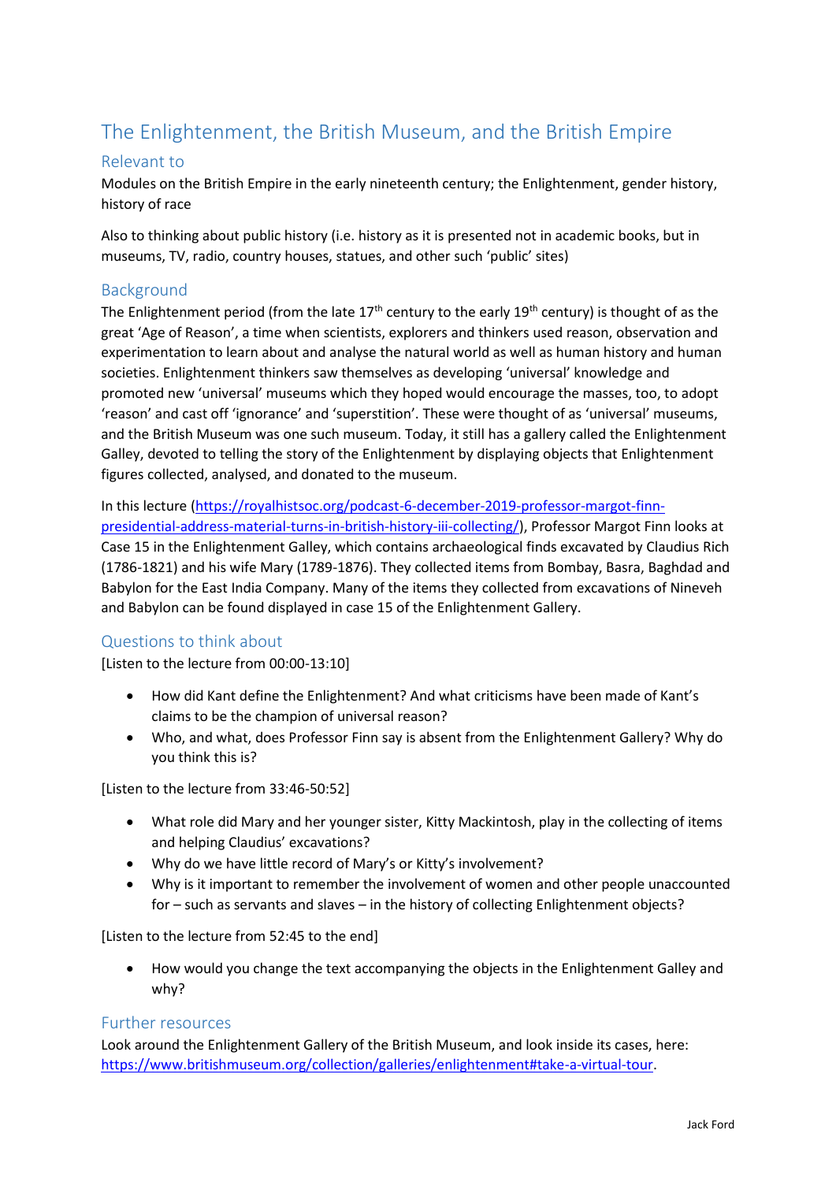# The Enlightenment, the British Museum, and the British Empire

## Relevant to

Modules on the British Empire in the early nineteenth century; the Enlightenment, gender history, history of race

Also to thinking about public history (i.e. history as it is presented not in academic books, but in museums, TV, radio, country houses, statues, and other such 'public' sites)

## Background

The Enlightenment period (from the late 17th century to the early 19th century) is thought of as the great 'Age of Reason', a time when scientists, explorers and thinkers used reason, observation and experimentation to learn about and analyse the natural world as well as human history and human societies. Enlightenment thinkers saw themselves as developing 'universal' knowledge and promoted new 'universal' museums which they hoped would encourage the masses, too, to adopt 'reason' and cast off 'ignorance' and 'superstition'. These were thought of as 'universal' museums, and the British Museum was one such museum. Today, it still has a gallery called the Enlightenment Galley, devoted to telling the story of the Enlightenment by displaying objects that Enlightenment figures collected, analysed, and donated to the museum.

In this lecture (https://royalhistsoc.org/podcast-6-december-2019-professor-margot-finn-presidential-address-material-turns-in-british-history-iii-collecting/), Professor Margot Finn looks at Case 15 in the Enlightenment Galley, which contains archaeological finds excavated by Claudius Rich (1786-1821) and his wife Mary (1789-1876). They collected items from Bombay, Basra, Baghdad and Babylon for the East India Company. Many of the items they collected from excavations of Nineveh and Babylon can be found displayed in case 15 of the Enlightenment Gallery.

## Questions to think about

[Listen to the lecture from 00:00-13:10]

- How did Kant define the Enlightenment? And what criticisms have been made of Kant's claims to be the champion of universal reason?
- Who, and what, does Professor Finn say is absent from the Enlightenment Gallery? Why do you think this is?

[Listen to the lecture from 33:46-50:52]

- What role did Mary and her younger sister, Kitty Mackintosh, play in the collecting of items and helping Claudius' excavations?
- Why do we have little record of Mary's or Kitty's involvement?
- Why is it important to remember the involvement of women and other people unaccounted for – such as servants and slaves – in the history of collecting Enlightenment objects?

[Listen to the lecture from 52:45 to the end]

- How would you change the text accompanying the objects in the Enlightenment Galley and why?

## Further resources

Look around the Enlightenment Gallery of the British Museum, and look inside its cases, here: https://www.britishmuseum.org/collection/galleries/enlightenment#take-a-virtual-tour.

Jack Ford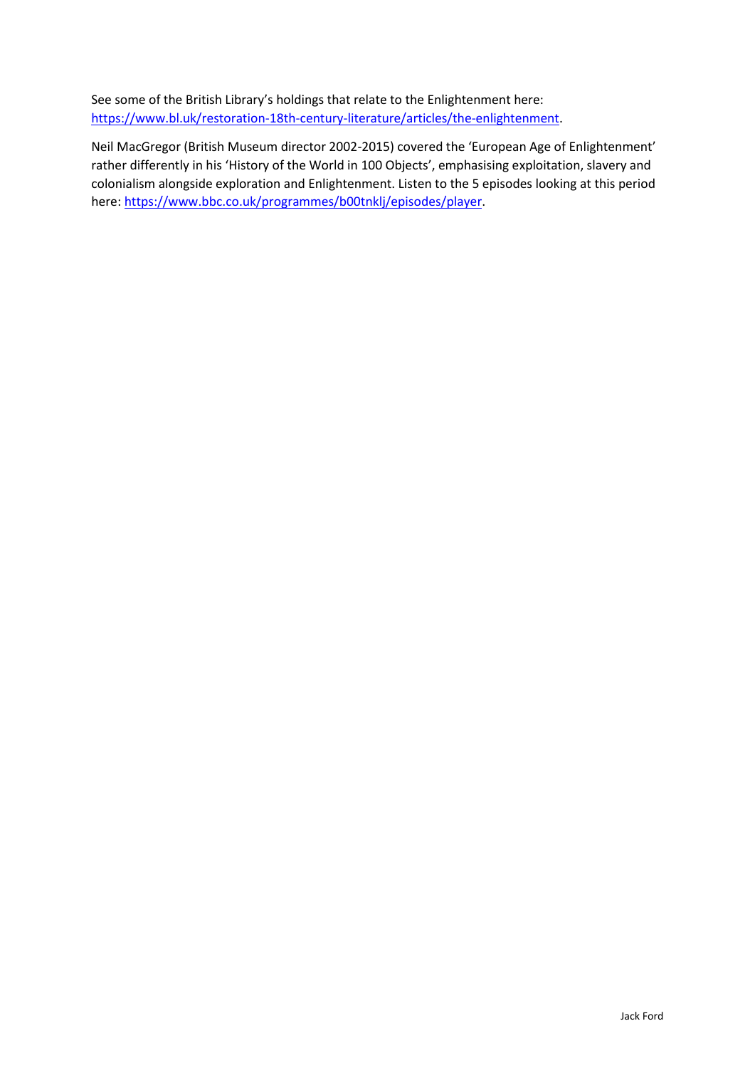See some of the British Library's holdings that relate to the Enlightenment here: [https://www.bl.uk/restoration-18th-century-literature/articles/the-enlightenment](https://www.bl.uk/restoration-18th-century-literature/articles/the-enlightenment).

Neil MacGregor (British Museum director 2002-2015) covered the 'European Age of Enlightenment' rather differently in his 'History of the World in 100 Objects', emphasising exploitation, slavery and colonialism alongside exploration and Enlightenment. Listen to the 5 episodes looking at this period here: [https://www.bbc.co.uk/programmes/b00tnklj/episodes/player](https://www.bbc.co.uk/programmes/b00tnklj/episodes/player).

Jack Ford